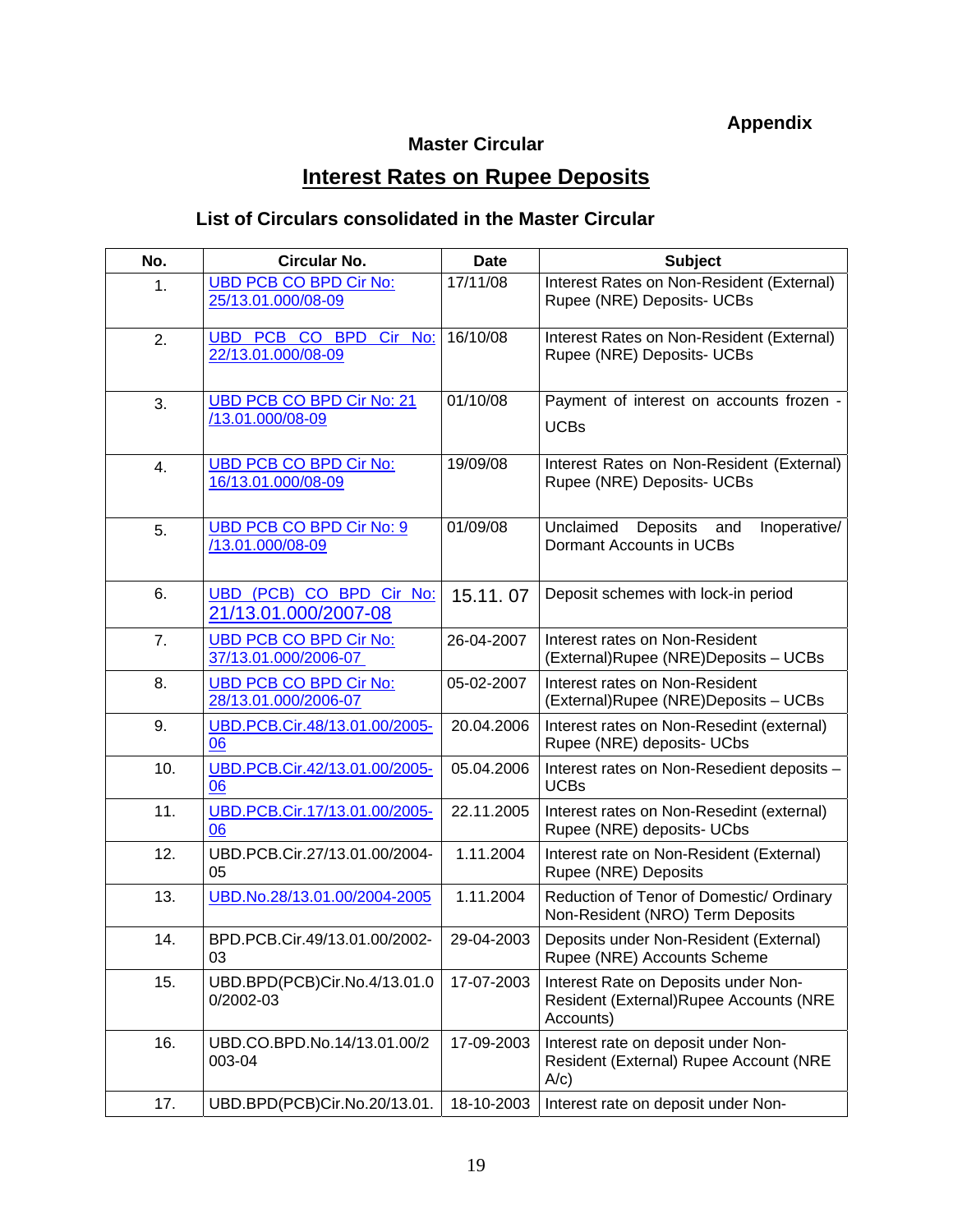**Appendix**

## Master Circular

## Interest Rates on Rupee Deposits

### List of Circulars consolidated in the Master Circular

| No. | Circular No. | Date | Subject |
|---|---|---|---|
| 1. | UBD PCB CO BPD Cir No: 25/13.01.000/08-09 | 17/11/08 | Interest Rates on Non-Resident (External) Rupee (NRE) Deposits- UCBs |
| 2. | UBD PCB CO BPD Cir No: 22/13.01.000/08-09 | 16/10/08 | Interest Rates on Non-Resident (External) Rupee (NRE) Deposits- UCBs |
| 3. | UBD PCB CO BPD Cir No: 21 /13.01.000/08-09 | 01/10/08 | Payment of interest on accounts frozen - UCBs |
| 4. | UBD PCB CO BPD Cir No: 16/13.01.000/08-09 | 19/09/08 | Interest Rates on Non-Resident (External) Rupee (NRE) Deposits- UCBs |
| 5. | UBD PCB CO BPD Cir No: 9 /13.01.000/08-09 | 01/09/08 | Unclaimed Deposits and Inoperative/ Dormant Accounts in UCBs |
| 6. | UBD (PCB) CO BPD Cir No: 21/13.01.000/2007-08 | 15.11. 07 | Deposit schemes with lock-in period |
| 7. | UBD PCB CO BPD Cir No: 37/13.01.000/2006-07 | 26-04-2007 | Interest rates on Non-Resident (External)Rupee (NRE)Deposits – UCBs |
| 8. | UBD PCB CO BPD Cir No: 28/13.01.000/2006-07 | 05-02-2007 | Interest rates on Non-Resident (External)Rupee (NRE)Deposits – UCBs |
| 9. | UBD.PCB.Cir.48/13.01.00/2005-06 | 20.04.2006 | Interest rates on Non-Resedint (external) Rupee (NRE) deposits- UCBs |
| 10. | UBD.PCB.Cir.42/13.01.00/2005-06 | 05.04.2006 | Interest rates on Non-Resedient deposits – UCBs |
| 11. | UBD.PCB.Cir.17/13.01.00/2005-06 | 22.11.2005 | Interest rates on Non-Resedint (external) Rupee (NRE) deposits- UCBs |
| 12. | UBD.PCB.Cir.27/13.01.00/2004-05 | 1.11.2004 | Interest rate on Non-Resident (External) Rupee (NRE) Deposits |
| 13. | UBD.No.28/13.01.00/2004-2005 | 1.11.2004 | Reduction of Tenor of Domestic/ Ordinary Non-Resident (NRO) Term Deposits |
| 14. | BPD.PCB.Cir.49/13.01.00/2002-03 | 29-04-2003 | Deposits under Non-Resident (External) Rupee (NRE) Accounts Scheme |
| 15. | UBD.BPD(PCB)Cir.No.4/13.01.00/2002-03 | 17-07-2003 | Interest Rate on Deposits under Non-Resident (External)Rupee Accounts (NRE Accounts) |
| 16. | UBD.CO.BPD.No.14/13.01.00/2003-04 | 17-09-2003 | Interest rate on deposit under Non-Resident (External) Rupee Account (NRE A/c) |
| 17. | UBD.BPD(PCB)Cir.No.20/13.01. | 18-10-2003 | Interest rate on deposit under Non- |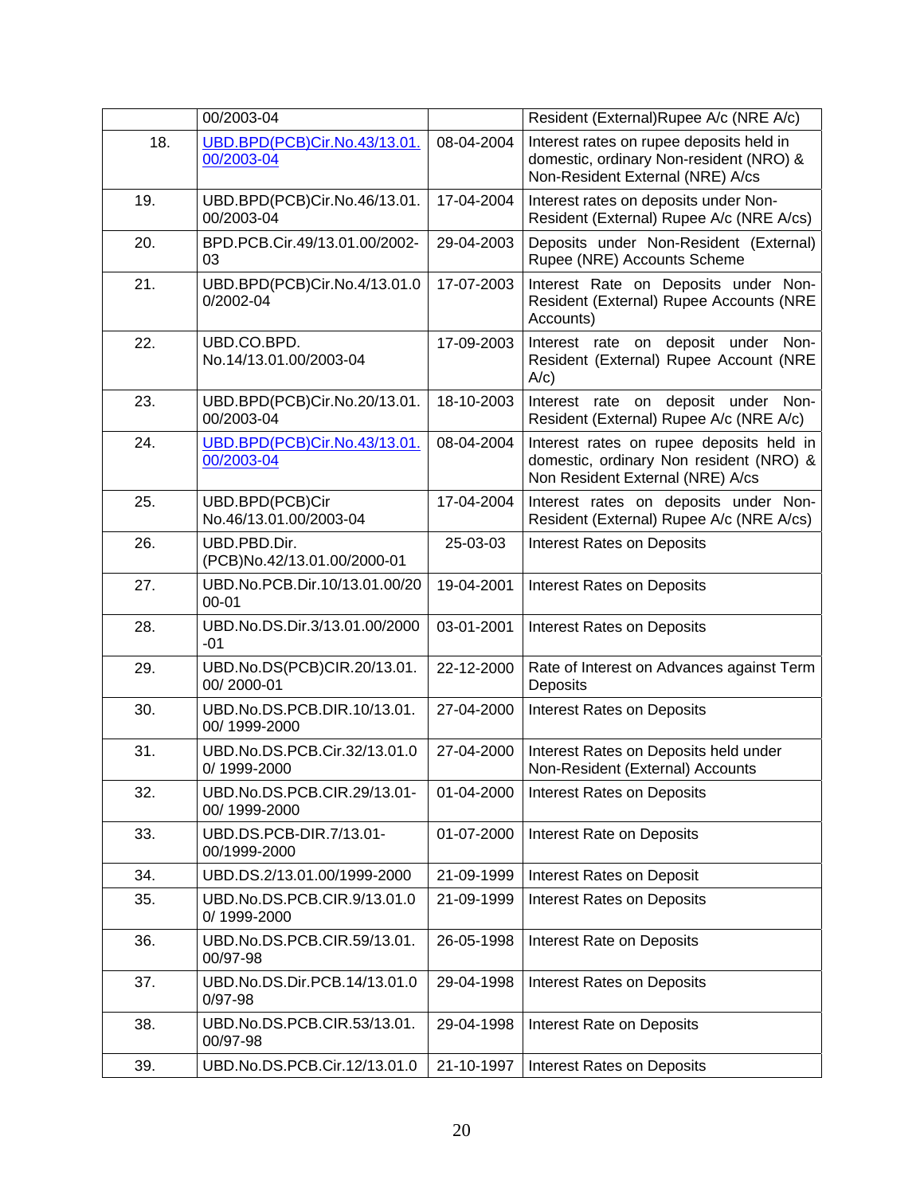|  |  |  |  |
|---|---|---|---|
|  | 00/2003-04 |  | Resident (External)Rupee A/c (NRE A/c) |
| 18. | UBD.BPD(PCB)Cir.No.43/13.01.00/2003-04 | 08-04-2004 | Interest rates on rupee deposits held in domestic, ordinary Non-resident (NRO) & Non-Resident External (NRE) A/cs |
| 19. | UBD.BPD(PCB)Cir.No.46/13.01.00/2003-04 | 17-04-2004 | Interest rates on deposits under Non-Resident (External) Rupee A/c (NRE A/cs) |
| 20. | BPD.PCB.Cir.49/13.01.00/2002-03 | 29-04-2003 | Deposits under Non-Resident (External) Rupee (NRE) Accounts Scheme |
| 21. | UBD.BPD(PCB)Cir.No.4/13.01.00/2002-04 | 17-07-2003 | Interest Rate on Deposits under Non-Resident (External) Rupee Accounts (NRE Accounts) |
| 22. | UBD.CO.BPD. No.14/13.01.00/2003-04 | 17-09-2003 | Interest rate on deposit under Non-Resident (External) Rupee Account (NRE A/c) |
| 23. | UBD.BPD(PCB)Cir.No.20/13.01.00/2003-04 | 18-10-2003 | Interest rate on deposit under Non-Resident (External) Rupee A/c (NRE A/c) |
| 24. | UBD.BPD(PCB)Cir.No.43/13.01.00/2003-04 | 08-04-2004 | Interest rates on rupee deposits held in domestic, ordinary Non resident (NRO) & Non Resident External (NRE) A/cs |
| 25. | UBD.BPD(PCB)Cir No.46/13.01.00/2003-04 | 17-04-2004 | Interest rates on deposits under Non-Resident (External) Rupee A/c (NRE A/cs) |
| 26. | UBD.PBD.Dir.(PCB)No.42/13.01.00/2000-01 | 25-03-03 | Interest Rates on Deposits |
| 27. | UBD.No.PCB.Dir.10/13.01.00/2000-01 | 19-04-2001 | Interest Rates on Deposits |
| 28. | UBD.No.DS.Dir.3/13.01.00/2000-01 | 03-01-2001 | Interest Rates on Deposits |
| 29. | UBD.No.DS(PCB)CIR.20/13.01.00/ 2000-01 | 22-12-2000 | Rate of Interest on Advances against Term Deposits |
| 30. | UBD.No.DS.PCB.DIR.10/13.01.00/ 1999-2000 | 27-04-2000 | Interest Rates on Deposits |
| 31. | UBD.No.DS.PCB.Cir.32/13.01.00/ 1999-2000 | 27-04-2000 | Interest Rates on Deposits held under Non-Resident (External) Accounts |
| 32. | UBD.No.DS.PCB.CIR.29/13.01-00/ 1999-2000 | 01-04-2000 | Interest Rates on Deposits |
| 33. | UBD.DS.PCB-DIR.7/13.01-00/1999-2000 | 01-07-2000 | Interest Rate on Deposits |
| 34. | UBD.DS.2/13.01.00/1999-2000 | 21-09-1999 | Interest Rates on Deposit |
| 35. | UBD.No.DS.PCB.CIR.9/13.01.00/ 1999-2000 | 21-09-1999 | Interest Rates on Deposits |
| 36. | UBD.No.DS.PCB.CIR.59/13.01.00/97-98 | 26-05-1998 | Interest Rate on Deposits |
| 37. | UBD.No.DS.Dir.PCB.14/13.01.00/97-98 | 29-04-1998 | Interest Rates on Deposits |
| 38. | UBD.No.DS.PCB.CIR.53/13.01.00/97-98 | 29-04-1998 | Interest Rate on Deposits |
| 39. | UBD.No.DS.PCB.Cir.12/13.01.0 | 21-10-1997 | Interest Rates on Deposits |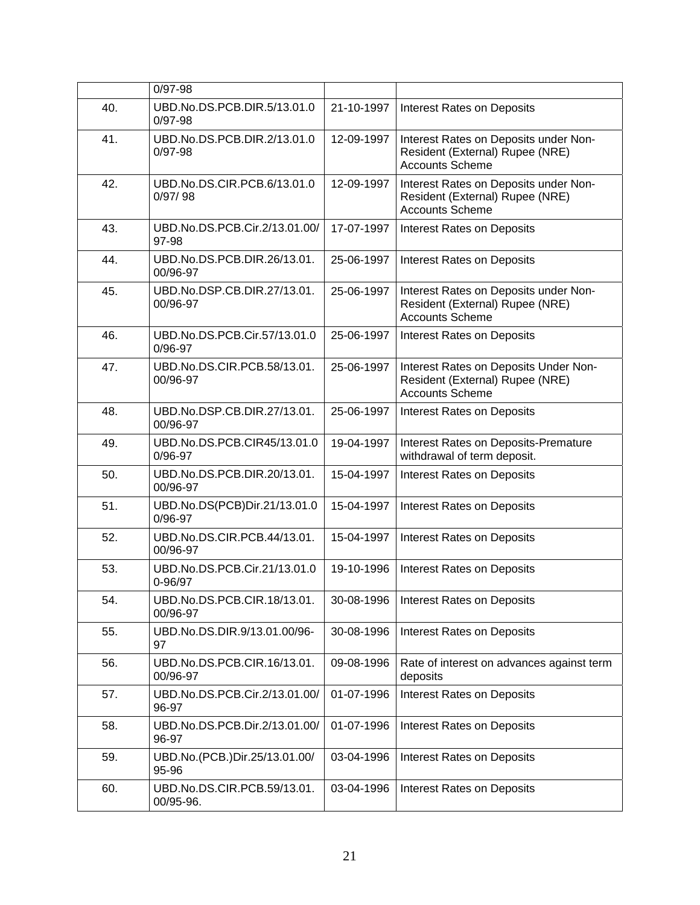| | 0/97-98 | | |
|---|---|---|---|
| 40. | UBD.No.DS.PCB.DIR.5/13.01.00/97-98 | 21-10-1997 | Interest Rates on Deposits |
| 41. | UBD.No.DS.PCB.DIR.2/13.01.00/97-98 | 12-09-1997 | Interest Rates on Deposits under Non-Resident (External) Rupee (NRE) Accounts Scheme |
| 42. | UBD.No.DS.CIR.PCB.6/13.01.00/97/ 98 | 12-09-1997 | Interest Rates on Deposits under Non-Resident (External) Rupee (NRE) Accounts Scheme |
| 43. | UBD.No.DS.PCB.Cir.2/13.01.00/97-98 | 17-07-1997 | Interest Rates on Deposits |
| 44. | UBD.No.DS.PCB.DIR.26/13.01.00/96-97 | 25-06-1997 | Interest Rates on Deposits |
| 45. | UBD.No.DSP.CB.DIR.27/13.01.00/96-97 | 25-06-1997 | Interest Rates on Deposits under Non-Resident (External) Rupee (NRE) Accounts Scheme |
| 46. | UBD.No.DS.PCB.Cir.57/13.01.00/96-97 | 25-06-1997 | Interest Rates on Deposits |
| 47. | UBD.No.DS.CIR.PCB.58/13.01.00/96-97 | 25-06-1997 | Interest Rates on Deposits Under Non-Resident (External) Rupee (NRE) Accounts Scheme |
| 48. | UBD.No.DSP.CB.DIR.27/13.01.00/96-97 | 25-06-1997 | Interest Rates on Deposits |
| 49. | UBD.No.DS.PCB.CIR45/13.01.00/96-97 | 19-04-1997 | Interest Rates on Deposits-Premature withdrawal of term deposit. |
| 50. | UBD.No.DS.PCB.DIR.20/13.01.00/96-97 | 15-04-1997 | Interest Rates on Deposits |
| 51. | UBD.No.DS(PCB)Dir.21/13.01.00/96-97 | 15-04-1997 | Interest Rates on Deposits |
| 52. | UBD.No.DS.CIR.PCB.44/13.01.00/96-97 | 15-04-1997 | Interest Rates on Deposits |
| 53. | UBD.No.DS.PCB.Cir.21/13.01.00-96/97 | 19-10-1996 | Interest Rates on Deposits |
| 54. | UBD.No.DS.PCB.CIR.18/13.01.00/96-97 | 30-08-1996 | Interest Rates on Deposits |
| 55. | UBD.No.DS.DIR.9/13.01.00/96-97 | 30-08-1996 | Interest Rates on Deposits |
| 56. | UBD.No.DS.PCB.CIR.16/13.01.00/96-97 | 09-08-1996 | Rate of interest on advances against term deposits |
| 57. | UBD.No.DS.PCB.Cir.2/13.01.00/96-97 | 01-07-1996 | Interest Rates on Deposits |
| 58. | UBD.No.DS.PCB.Dir.2/13.01.00/96-97 | 01-07-1996 | Interest Rates on Deposits |
| 59. | UBD.No.(PCB.)Dir.25/13.01.00/95-96 | 03-04-1996 | Interest Rates on Deposits |
| 60. | UBD.No.DS.CIR.PCB.59/13.01.00/95-96. | 03-04-1996 | Interest Rates on Deposits |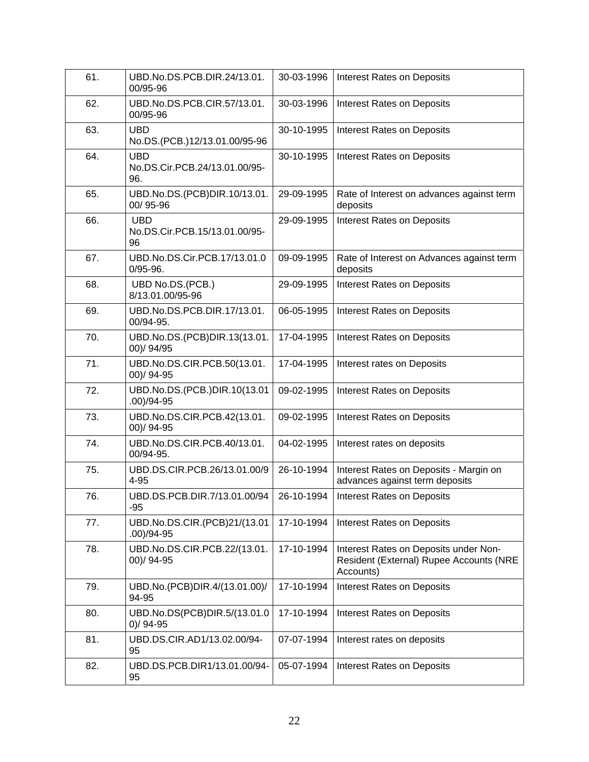| 61. | UBD.No.DS.PCB.DIR.24/13.01.00/95-96 | 30-03-1996 | Interest Rates on Deposits |
|---|---|---|---|
| 62. | UBD.No.DS.PCB.CIR.57/13.01.00/95-96 | 30-03-1996 | Interest Rates on Deposits |
| 63. | UBD No.DS.(PCB.)12/13.01.00/95-96 | 30-10-1995 | Interest Rates on Deposits |
| 64. | UBD No.DS.Cir.PCB.24/13.01.00/95-96. | 30-10-1995 | Interest Rates on Deposits |
| 65. | UBD.No.DS.(PCB)DIR.10/13.01.00/ 95-96 | 29-09-1995 | Rate of Interest on advances against term deposits |
| 66. | UBD No.DS.Cir.PCB.15/13.01.00/95-96 | 29-09-1995 | Interest Rates on Deposits |
| 67. | UBD.No.DS.Cir.PCB.17/13.01.00/95-96. | 09-09-1995 | Rate of Interest on Advances against term deposits |
| 68. | UBD No.DS.(PCB.) 8/13.01.00/95-96 | 29-09-1995 | Interest Rates on Deposits |
| 69. | UBD.No.DS.PCB.DIR.17/13.01.00/94-95. | 06-05-1995 | Interest Rates on Deposits |
| 70. | UBD.No.DS.(PCB)DIR.13(13.01.00)/ 94/95 | 17-04-1995 | Interest Rates on Deposits |
| 71. | UBD.No.DS.CIR.PCB.50(13.01.00)/ 94-95 | 17-04-1995 | Interest rates on Deposits |
| 72. | UBD.No.DS.(PCB.)DIR.10(13.01.00)/94-95 | 09-02-1995 | Interest Rates on Deposits |
| 73. | UBD.No.DS.CIR.PCB.42(13.01.00)/ 94-95 | 09-02-1995 | Interest Rates on Deposits |
| 74. | UBD.No.DS.CIR.PCB.40/13.01.00/94-95. | 04-02-1995 | Interest rates on deposits |
| 75. | UBD.DS.CIR.PCB.26/13.01.00/94-95 | 26-10-1994 | Interest Rates on Deposits - Margin on advances against term deposits |
| 76. | UBD.DS.PCB.DIR.7/13.01.00/94-95 | 26-10-1994 | Interest Rates on Deposits |
| 77. | UBD.No.DS.CIR.(PCB)21/(13.01.00)/94-95 | 17-10-1994 | Interest Rates on Deposits |
| 78. | UBD.No.DS.CIR.PCB.22/(13.01.00)/ 94-95 | 17-10-1994 | Interest Rates on Deposits under Non-Resident (External) Rupee Accounts (NRE Accounts) |
| 79. | UBD.No.(PCB)DIR.4/(13.01.00)/ 94-95 | 17-10-1994 | Interest Rates on Deposits |
| 80. | UBD.No.DS(PCB)DIR.5/(13.01.00)/ 94-95 | 17-10-1994 | Interest Rates on Deposits |
| 81. | UBD.DS.CIR.AD1/13.02.00/94-95 | 07-07-1994 | Interest rates on deposits |
| 82. | UBD.DS.PCB.DIR1/13.01.00/94-95 | 05-07-1994 | Interest Rates on Deposits |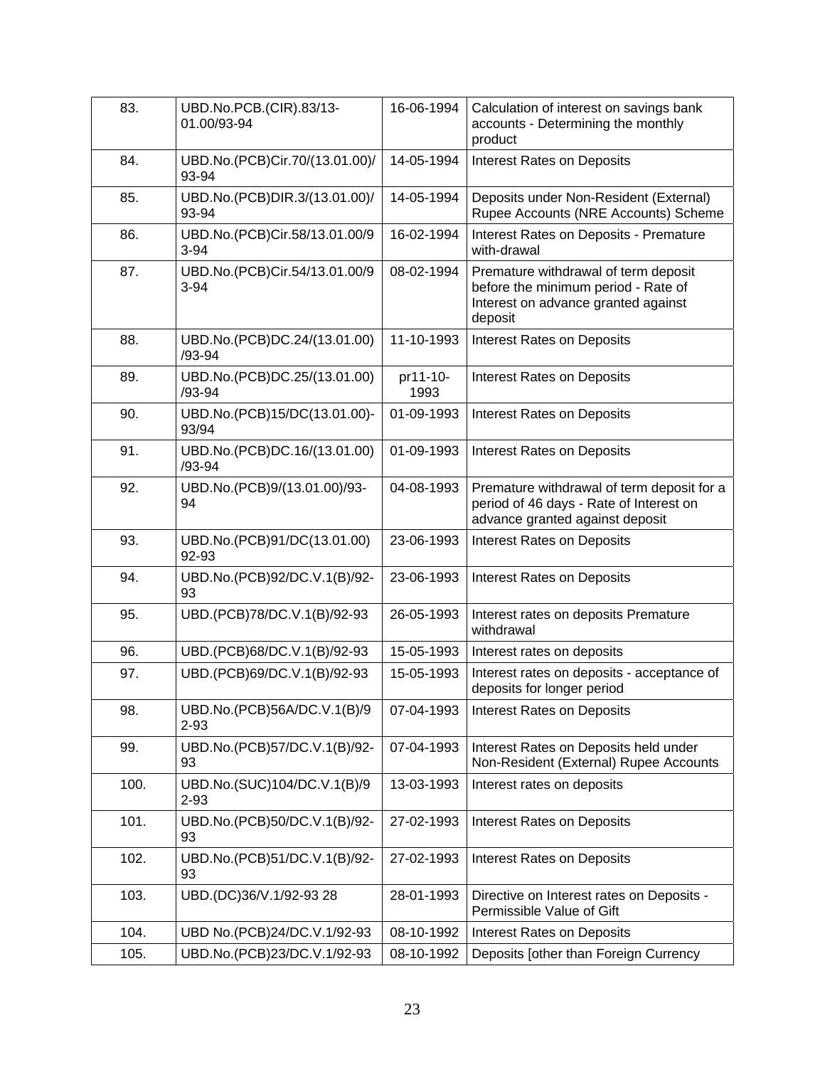| 83. | UBD.No.PCB.(CIR).83/13-01.00/93-94 | 16-06-1994 | Calculation of interest on savings bank accounts - Determining the monthly product |
|---|---|---|---|
| 84. | UBD.No.(PCB)Cir.70/(13.01.00)/93-94 | 14-05-1994 | Interest Rates on Deposits |
| 85. | UBD.No.(PCB)DIR.3/(13.01.00)/93-94 | 14-05-1994 | Deposits under Non-Resident (External) Rupee Accounts (NRE Accounts) Scheme |
| 86. | UBD.No.(PCB)Cir.58/13.01.00/93-94 | 16-02-1994 | Interest Rates on Deposits - Premature with-drawal |
| 87. | UBD.No.(PCB)Cir.54/13.01.00/93-94 | 08-02-1994 | Premature withdrawal of term deposit before the minimum period - Rate of Interest on advance granted against deposit |
| 88. | UBD.No.(PCB)DC.24/(13.01.00)/93-94 | 11-10-1993 | Interest Rates on Deposits |
| 89. | UBD.No.(PCB)DC.25/(13.01.00)/93-94 | pr11-10-1993 | Interest Rates on Deposits |
| 90. | UBD.No.(PCB)15/DC(13.01.00)-93/94 | 01-09-1993 | Interest Rates on Deposits |
| 91. | UBD.No.(PCB)DC.16/(13.01.00)/93-94 | 01-09-1993 | Interest Rates on Deposits |
| 92. | UBD.No.(PCB)9/(13.01.00)/93-94 | 04-08-1993 | Premature withdrawal of term deposit for a period of 46 days - Rate of Interest on advance granted against deposit |
| 93. | UBD.No.(PCB)91/DC(13.01.00) 92-93 | 23-06-1993 | Interest Rates on Deposits |
| 94. | UBD.No.(PCB)92/DC.V.1(B)/92-93 | 23-06-1993 | Interest Rates on Deposits |
| 95. | UBD.(PCB)78/DC.V.1(B)/92-93 | 26-05-1993 | Interest rates on deposits Premature withdrawal |
| 96. | UBD.(PCB)68/DC.V.1(B)/92-93 | 15-05-1993 | Interest rates on deposits |
| 97. | UBD.(PCB)69/DC.V.1(B)/92-93 | 15-05-1993 | Interest rates on deposits - acceptance of deposits for longer period |
| 98. | UBD.No.(PCB)56A/DC.V.1(B)/92-93 | 07-04-1993 | Interest Rates on Deposits |
| 99. | UBD.No.(PCB)57/DC.V.1(B)/92-93 | 07-04-1993 | Interest Rates on Deposits held under Non-Resident (External) Rupee Accounts |
| 100. | UBD.No.(SUC)104/DC.V.1(B)/92-93 | 13-03-1993 | Interest rates on deposits |
| 101. | UBD.No.(PCB)50/DC.V.1(B)/92-93 | 27-02-1993 | Interest Rates on Deposits |
| 102. | UBD.No.(PCB)51/DC.V.1(B)/92-93 | 27-02-1993 | Interest Rates on Deposits |
| 103. | UBD.(DC)36/V.1/92-93 28 | 28-01-1993 | Directive on Interest rates on Deposits - Permissible Value of Gift |
| 104. | UBD No.(PCB)24/DC.V.1/92-93 | 08-10-1992 | Interest Rates on Deposits |
| 105. | UBD.No.(PCB)23/DC.V.1/92-93 | 08-10-1992 | Deposits [other than Foreign Currency |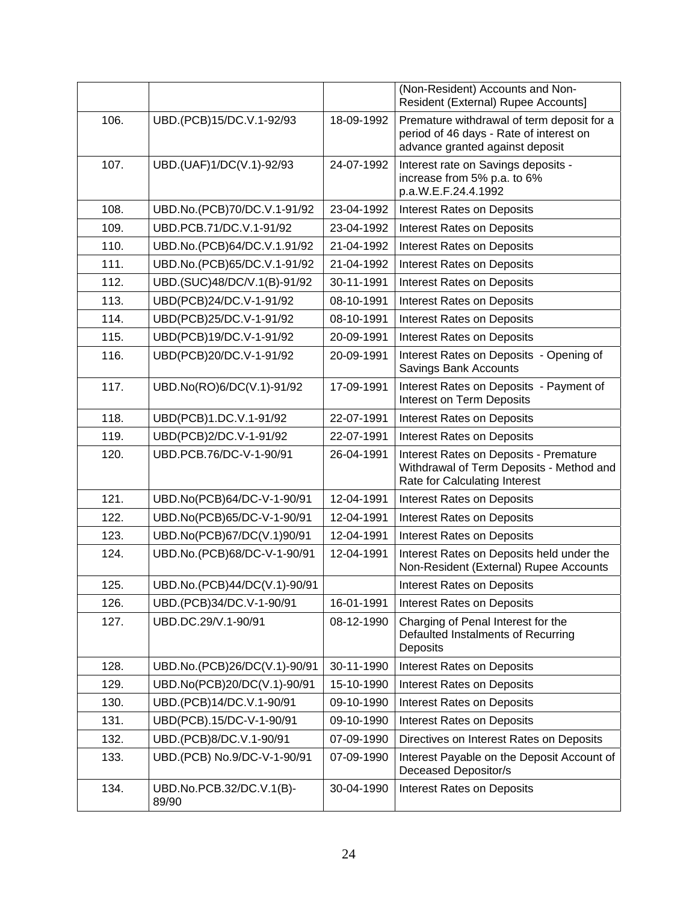| | | | (Non-Resident) Accounts and Non-Resident (External) Rupee Accounts] |
|---|---|---|---|
| 106. | UBD.(PCB)15/DC.V.1-92/93 | 18-09-1992 | Premature withdrawal of term deposit for a period of 46 days - Rate of interest on advance granted against deposit |
| 107. | UBD.(UAF)1/DC(V.1)-92/93 | 24-07-1992 | Interest rate on Savings deposits - increase from 5% p.a. to 6% p.a.W.E.F.24.4.1992 |
| 108. | UBD.No.(PCB)70/DC.V.1-91/92 | 23-04-1992 | Interest Rates on Deposits |
| 109. | UBD.PCB.71/DC.V.1-91/92 | 23-04-1992 | Interest Rates on Deposits |
| 110. | UBD.No.(PCB)64/DC.V.1.91/92 | 21-04-1992 | Interest Rates on Deposits |
| 111. | UBD.No.(PCB)65/DC.V.1-91/92 | 21-04-1992 | Interest Rates on Deposits |
| 112. | UBD.(SUC)48/DC/V.1(B)-91/92 | 30-11-1991 | Interest Rates on Deposits |
| 113. | UBD(PCB)24/DC.V-1-91/92 | 08-10-1991 | Interest Rates on Deposits |
| 114. | UBD(PCB)25/DC.V-1-91/92 | 08-10-1991 | Interest Rates on Deposits |
| 115. | UBD(PCB)19/DC.V-1-91/92 | 20-09-1991 | Interest Rates on Deposits |
| 116. | UBD(PCB)20/DC.V-1-91/92 | 20-09-1991 | Interest Rates on Deposits - Opening of Savings Bank Accounts |
| 117. | UBD.No(RO)6/DC(V.1)-91/92 | 17-09-1991 | Interest Rates on Deposits - Payment of Interest on Term Deposits |
| 118. | UBD(PCB)1.DC.V.1-91/92 | 22-07-1991 | Interest Rates on Deposits |
| 119. | UBD(PCB)2/DC.V-1-91/92 | 22-07-1991 | Interest Rates on Deposits |
| 120. | UBD.PCB.76/DC-V-1-90/91 | 26-04-1991 | Interest Rates on Deposits - Premature Withdrawal of Term Deposits - Method and Rate for Calculating Interest |
| 121. | UBD.No(PCB)64/DC-V-1-90/91 | 12-04-1991 | Interest Rates on Deposits |
| 122. | UBD.No(PCB)65/DC-V-1-90/91 | 12-04-1991 | Interest Rates on Deposits |
| 123. | UBD.No(PCB)67/DC(V.1)90/91 | 12-04-1991 | Interest Rates on Deposits |
| 124. | UBD.No.(PCB)68/DC-V-1-90/91 | 12-04-1991 | Interest Rates on Deposits held under the Non-Resident (External) Rupee Accounts |
| 125. | UBD.No.(PCB)44/DC(V.1)-90/91 | | Interest Rates on Deposits |
| 126. | UBD.(PCB)34/DC.V-1-90/91 | 16-01-1991 | Interest Rates on Deposits |
| 127. | UBD.DC.29/V.1-90/91 | 08-12-1990 | Charging of Penal Interest for the Defaulted Instalments of Recurring Deposits |
| 128. | UBD.No.(PCB)26/DC(V.1)-90/91 | 30-11-1990 | Interest Rates on Deposits |
| 129. | UBD.No(PCB)20/DC(V.1)-90/91 | 15-10-1990 | Interest Rates on Deposits |
| 130. | UBD.(PCB)14/DC.V.1-90/91 | 09-10-1990 | Interest Rates on Deposits |
| 131. | UBD(PCB).15/DC-V-1-90/91 | 09-10-1990 | Interest Rates on Deposits |
| 132. | UBD.(PCB)8/DC.V.1-90/91 | 07-09-1990 | Directives on Interest Rates on Deposits |
| 133. | UBD.(PCB) No.9/DC-V-1-90/91 | 07-09-1990 | Interest Payable on the Deposit Account of Deceased Depositor/s |
| 134. | UBD.No.PCB.32/DC.V.1(B)-89/90 | 30-04-1990 | Interest Rates on Deposits |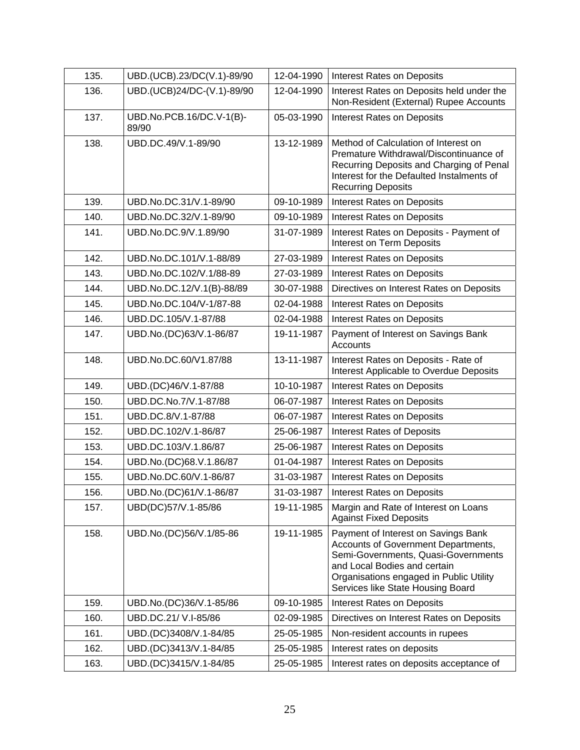| 135. | UBD.(UCB).23/DC(V.1)-89/90 | 12-04-1990 | Interest Rates on Deposits |
|---|---|---|---|
| 136. | UBD.(UCB)24/DC-(V.1)-89/90 | 12-04-1990 | Interest Rates on Deposits held under the Non-Resident (External) Rupee Accounts |
| 137. | UBD.No.PCB.16/DC.V-1(B)-89/90 | 05-03-1990 | Interest Rates on Deposits |
| 138. | UBD.DC.49/V.1-89/90 | 13-12-1989 | Method of Calculation of Interest on Premature Withdrawal/Discontinuance of Recurring Deposits and Charging of Penal Interest for the Defaulted Instalments of Recurring Deposits |
| 139. | UBD.No.DC.31/V.1-89/90 | 09-10-1989 | Interest Rates on Deposits |
| 140. | UBD.No.DC.32/V.1-89/90 | 09-10-1989 | Interest Rates on Deposits |
| 141. | UBD.No.DC.9/V.1.89/90 | 31-07-1989 | Interest Rates on Deposits - Payment of Interest on Term Deposits |
| 142. | UBD.No.DC.101/V.1-88/89 | 27-03-1989 | Interest Rates on Deposits |
| 143. | UBD.No.DC.102/V.1/88-89 | 27-03-1989 | Interest Rates on Deposits |
| 144. | UBD.No.DC.12/V.1(B)-88/89 | 30-07-1988 | Directives on Interest Rates on Deposits |
| 145. | UBD.No.DC.104/V-1/87-88 | 02-04-1988 | Interest Rates on Deposits |
| 146. | UBD.DC.105/V.1-87/88 | 02-04-1988 | Interest Rates on Deposits |
| 147. | UBD.No.(DC)63/V.1-86/87 | 19-11-1987 | Payment of Interest on Savings Bank Accounts |
| 148. | UBD.No.DC.60/V1.87/88 | 13-11-1987 | Interest Rates on Deposits - Rate of Interest Applicable to Overdue Deposits |
| 149. | UBD.(DC)46/V.1-87/88 | 10-10-1987 | Interest Rates on Deposits |
| 150. | UBD.DC.No.7/V.1-87/88 | 06-07-1987 | Interest Rates on Deposits |
| 151. | UBD.DC.8/V.1-87/88 | 06-07-1987 | Interest Rates on Deposits |
| 152. | UBD.DC.102/V.1-86/87 | 25-06-1987 | Interest Rates of Deposits |
| 153. | UBD.DC.103/V.1.86/87 | 25-06-1987 | Interest Rates on Deposits |
| 154. | UBD.No.(DC)68.V.1.86/87 | 01-04-1987 | Interest Rates on Deposits |
| 155. | UBD.No.DC.60/V.1-86/87 | 31-03-1987 | Interest Rates on Deposits |
| 156. | UBD.No.(DC)61/V.1-86/87 | 31-03-1987 | Interest Rates on Deposits |
| 157. | UBD(DC)57/V.1-85/86 | 19-11-1985 | Margin and Rate of Interest on Loans Against Fixed Deposits |
| 158. | UBD.No.(DC)56/V.1/85-86 | 19-11-1985 | Payment of Interest on Savings Bank Accounts of Government Departments, Semi-Governments, Quasi-Governments and Local Bodies and certain Organisations engaged in Public Utility Services like State Housing Board |
| 159. | UBD.No.(DC)36/V.1-85/86 | 09-10-1985 | Interest Rates on Deposits |
| 160. | UBD.DC.21/ V.I-85/86 | 02-09-1985 | Directives on Interest Rates on Deposits |
| 161. | UBD.(DC)3408/V.1-84/85 | 25-05-1985 | Non-resident accounts in rupees |
| 162. | UBD.(DC)3413/V.1-84/85 | 25-05-1985 | Interest rates on deposits |
| 163. | UBD.(DC)3415/V.1-84/85 | 25-05-1985 | Interest rates on deposits acceptance of |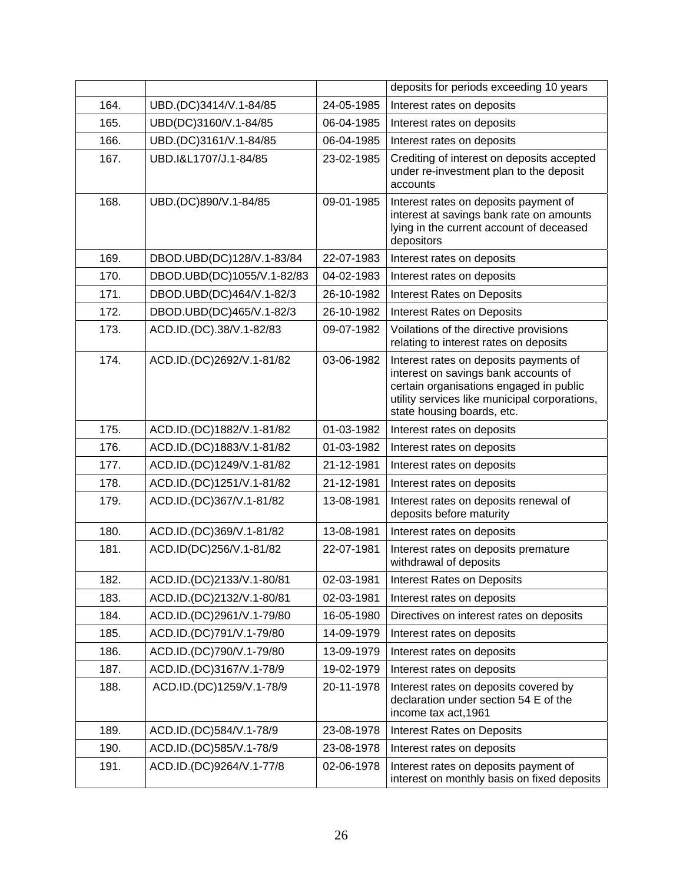| | | | deposits for periods exceeding 10 years |
|---|---|---|---|
| 164. | UBD.(DC)3414/V.1-84/85 | 24-05-1985 | Interest rates on deposits |
| 165. | UBD(DC)3160/V.1-84/85 | 06-04-1985 | Interest rates on deposits |
| 166. | UBD.(DC)3161/V.1-84/85 | 06-04-1985 | Interest rates on deposits |
| 167. | UBD.I&L1707/J.1-84/85 | 23-02-1985 | Crediting of interest on deposits accepted under re-investment plan to the deposit accounts |
| 168. | UBD.(DC)890/V.1-84/85 | 09-01-1985 | Interest rates on deposits payment of interest at savings bank rate on amounts lying in the current account of deceased depositors |
| 169. | DBOD.UBD(DC)128/V.1-83/84 | 22-07-1983 | Interest rates on deposits |
| 170. | DBOD.UBD(DC)1055/V.1-82/83 | 04-02-1983 | Interest rates on deposits |
| 171. | DBOD.UBD(DC)464/V.1-82/3 | 26-10-1982 | Interest Rates on Deposits |
| 172. | DBOD.UBD(DC)465/V.1-82/3 | 26-10-1982 | Interest Rates on Deposits |
| 173. | ACD.ID.(DC).38/V.1-82/83 | 09-07-1982 | Voilations of the directive provisions relating to interest rates on deposits |
| 174. | ACD.ID.(DC)2692/V.1-81/82 | 03-06-1982 | Interest rates on deposits payments of interest on savings bank accounts of certain organisations engaged in public utility services like municipal corporations, state housing boards, etc. |
| 175. | ACD.ID.(DC)1882/V.1-81/82 | 01-03-1982 | Interest rates on deposits |
| 176. | ACD.ID.(DC)1883/V.1-81/82 | 01-03-1982 | Interest rates on deposits |
| 177. | ACD.ID.(DC)1249/V.1-81/82 | 21-12-1981 | Interest rates on deposits |
| 178. | ACD.ID.(DC)1251/V.1-81/82 | 21-12-1981 | Interest rates on deposits |
| 179. | ACD.ID.(DC)367/V.1-81/82 | 13-08-1981 | Interest rates on deposits renewal of deposits before maturity |
| 180. | ACD.ID.(DC)369/V.1-81/82 | 13-08-1981 | Interest rates on deposits |
| 181. | ACD.ID(DC)256/V.1-81/82 | 22-07-1981 | Interest rates on deposits premature withdrawal of deposits |
| 182. | ACD.ID.(DC)2133/V.1-80/81 | 02-03-1981 | Interest Rates on Deposits |
| 183. | ACD.ID.(DC)2132/V.1-80/81 | 02-03-1981 | Interest rates on deposits |
| 184. | ACD.ID.(DC)2961/V.1-79/80 | 16-05-1980 | Directives on interest rates on deposits |
| 185. | ACD.ID.(DC)791/V.1-79/80 | 14-09-1979 | Interest rates on deposits |
| 186. | ACD.ID.(DC)790/V.1-79/80 | 13-09-1979 | Interest rates on deposits |
| 187. | ACD.ID.(DC)3167/V.1-78/9 | 19-02-1979 | Interest rates on deposits |
| 188. | ACD.ID.(DC)1259/V.1-78/9 | 20-11-1978 | Interest rates on deposits covered by declaration under section 54 E of the income tax act,1961 |
| 189. | ACD.ID.(DC)584/V.1-78/9 | 23-08-1978 | Interest Rates on Deposits |
| 190. | ACD.ID.(DC)585/V.1-78/9 | 23-08-1978 | Interest rates on deposits |
| 191. | ACD.ID.(DC)9264/V.1-77/8 | 02-06-1978 | Interest rates on deposits payment of interest on monthly basis on fixed deposits |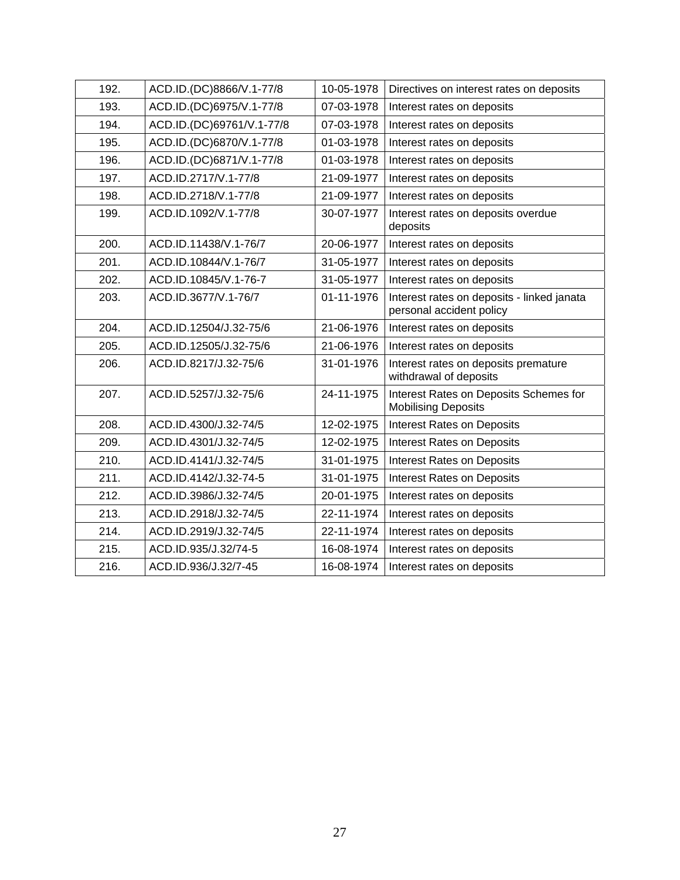| | | | |
|---|---|---|---|
| 192. | ACD.ID.(DC)8866/V.1-77/8 | 10-05-1978 | Directives on interest rates on deposits |
| 193. | ACD.ID.(DC)6975/V.1-77/8 | 07-03-1978 | Interest rates on deposits |
| 194. | ACD.ID.(DC)69761/V.1-77/8 | 07-03-1978 | Interest rates on deposits |
| 195. | ACD.ID.(DC)6870/V.1-77/8 | 01-03-1978 | Interest rates on deposits |
| 196. | ACD.ID.(DC)6871/V.1-77/8 | 01-03-1978 | Interest rates on deposits |
| 197. | ACD.ID.2717/V.1-77/8 | 21-09-1977 | Interest rates on deposits |
| 198. | ACD.ID.2718/V.1-77/8 | 21-09-1977 | Interest rates on deposits |
| 199. | ACD.ID.1092/V.1-77/8 | 30-07-1977 | Interest rates on deposits overdue deposits |
| 200. | ACD.ID.11438/V.1-76/7 | 20-06-1977 | Interest rates on deposits |
| 201. | ACD.ID.10844/V.1-76/7 | 31-05-1977 | Interest rates on deposits |
| 202. | ACD.ID.10845/V.1-76-7 | 31-05-1977 | Interest rates on deposits |
| 203. | ACD.ID.3677/V.1-76/7 | 01-11-1976 | Interest rates on deposits - linked janata personal accident policy |
| 204. | ACD.ID.12504/J.32-75/6 | 21-06-1976 | Interest rates on deposits |
| 205. | ACD.ID.12505/J.32-75/6 | 21-06-1976 | Interest rates on deposits |
| 206. | ACD.ID.8217/J.32-75/6 | 31-01-1976 | Interest rates on deposits premature withdrawal of deposits |
| 207. | ACD.ID.5257/J.32-75/6 | 24-11-1975 | Interest Rates on Deposits Schemes for Mobilising Deposits |
| 208. | ACD.ID.4300/J.32-74/5 | 12-02-1975 | Interest Rates on Deposits |
| 209. | ACD.ID.4301/J.32-74/5 | 12-02-1975 | Interest Rates on Deposits |
| 210. | ACD.ID.4141/J.32-74/5 | 31-01-1975 | Interest Rates on Deposits |
| 211. | ACD.ID.4142/J.32-74-5 | 31-01-1975 | Interest Rates on Deposits |
| 212. | ACD.ID.3986/J.32-74/5 | 20-01-1975 | Interest rates on deposits |
| 213. | ACD.ID.2918/J.32-74/5 | 22-11-1974 | Interest rates on deposits |
| 214. | ACD.ID.2919/J.32-74/5 | 22-11-1974 | Interest rates on deposits |
| 215. | ACD.ID.935/J.32/74-5 | 16-08-1974 | Interest rates on deposits |
| 216. | ACD.ID.936/J.32/7-45 | 16-08-1974 | Interest rates on deposits |